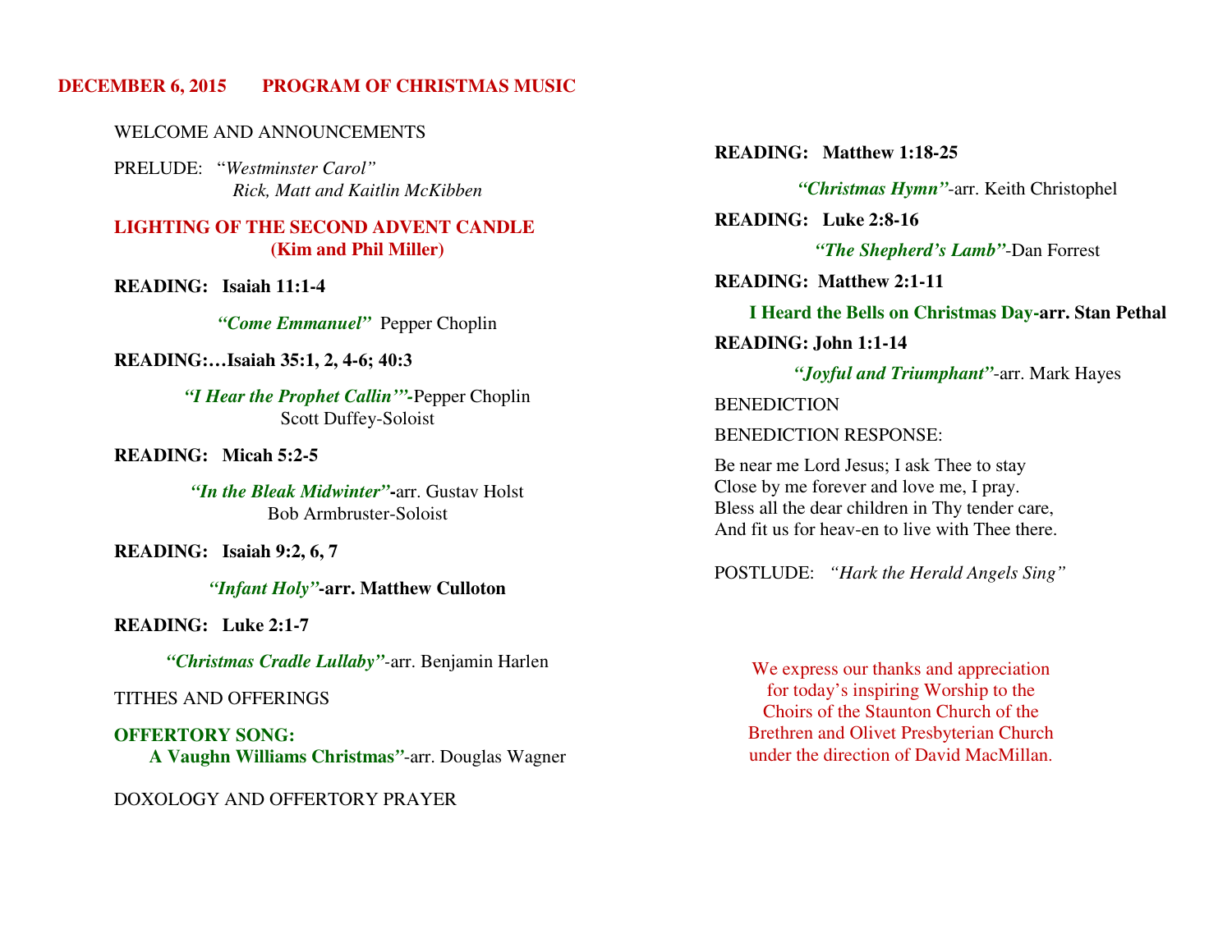## DECEMBER 6, 2015 PROGRAM OF CHRISTMAS MUSIC

WELCOME AND ANNOUNCEMENTS

PRELUDE: "*Westminster Carol"*
*Rick, Matt and Kaitlin McKibben*

**LIGHTING OF THE SECOND ADVENT CANDLE**
**(Kim and Phil Miller)**

**READING: Isaiah 11:1-4**

***"Come Emmanuel"*** Pepper Choplin

**READING:…Isaiah 35:1, 2, 4-6; 40:3**

***"I Hear the Prophet Callin'"*-**Pepper Choplin
Scott Duffey-Soloist

**READING: Micah 5:2-5**

***"In the Bleak Midwinter"*-**arr. Gustav Holst
Bob Armbruster-Soloist

**READING: Isaiah 9:2, 6, 7**

***"Infant Holy"*-arr. Matthew Culloton**

**READING: Luke 2:1-7**

***"Christmas Cradle Lullaby"***-arr. Benjamin Harlen

TITHES AND OFFERINGS

**OFFERTORY SONG:**
**A Vaughn Williams Christmas"**-arr. Douglas Wagner

DOXOLOGY AND OFFERTORY PRAYER

**READING: Matthew 1:18-25**

***"Christmas Hymn"***-arr. Keith Christophel

**READING: Luke 2:8-16**

***"The Shepherd's Lamb"***-Dan Forrest

**READING: Matthew 2:1-11**

**I Heard the Bells on Christmas Day-arr. Stan Pethal**

**READING: John 1:1-14**

***"Joyful and Triumphant"***-arr. Mark Hayes

BENEDICTION

BENEDICTION RESPONSE:

Be near me Lord Jesus; I ask Thee to stay
Close by me forever and love me, I pray.
Bless all the dear children in Thy tender care,
And fit us for heav-en to live with Thee there.

POSTLUDE: *"Hark the Herald Angels Sing"*

We express our thanks and appreciation
for today's inspiring Worship to the
Choirs of the Staunton Church of the
Brethren and Olivet Presbyterian Church
under the direction of David MacMillan.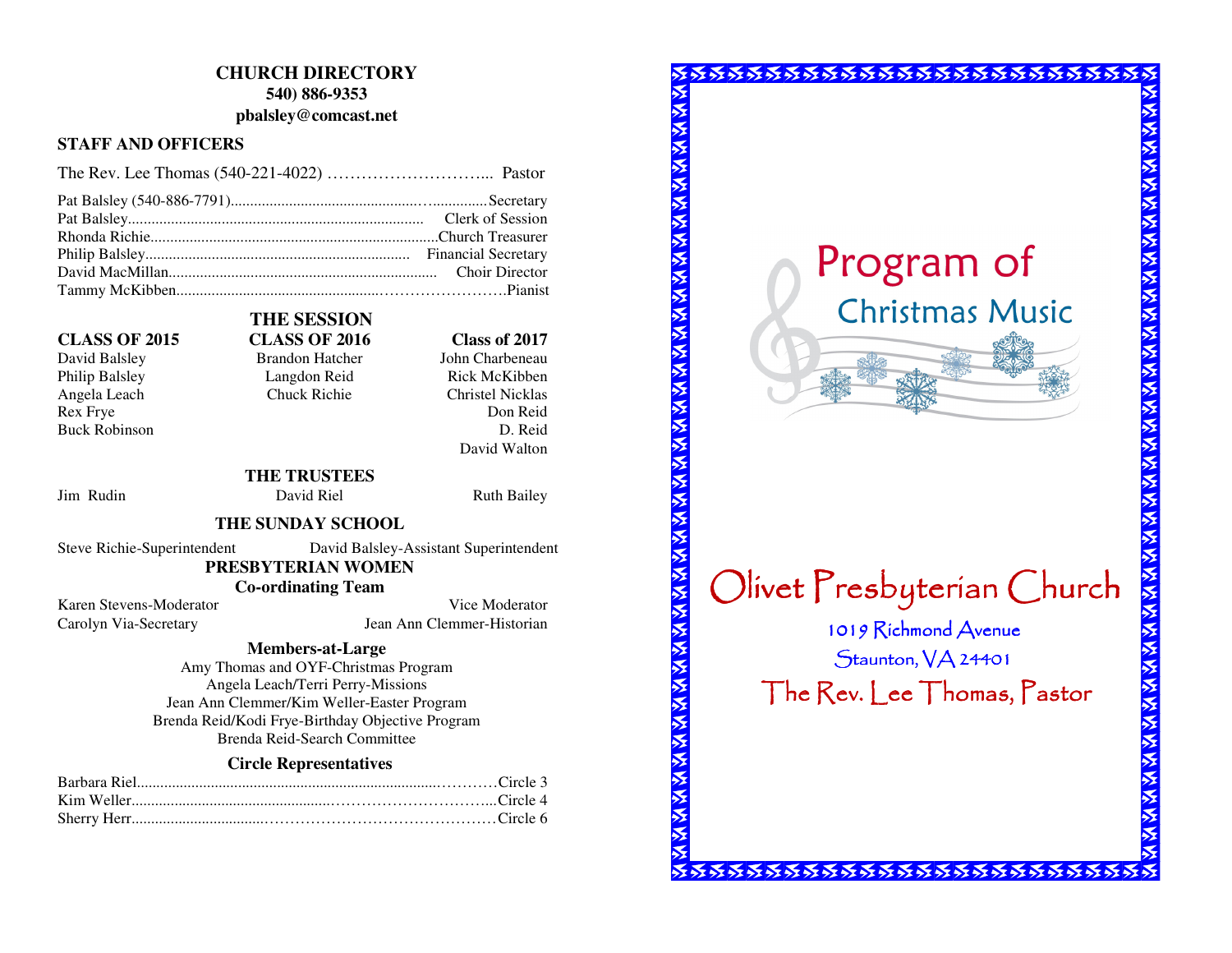## CHURCH DIRECTORY

**540) 886-9353**

**pbalsley@comcast.net**

### STAFF AND OFFICERS

The Rev. Lee Thomas (540-221-4022) ………………………... Pastor

Pat Balsley (540-886-7791)……………………………………Secretary
Pat Balsley…………………………………………………… Clerk of Session
Rhonda Richie…………………………………………………Church Treasurer
Philip Balsley…………………………………………………. Financial Secretary
David MacMillan……………………………………………… Choir Director
Tammy McKibben………………………………………………Pianist

### THE SESSION

| CLASS OF 2015 | CLASS OF 2016 | Class of 2017 |
|---|---|---|
| David Balsley | Brandon Hatcher | John Charbeneau |
| Philip Balsley | Langdon Reid | Rick McKibben |
| Angela Leach | Chuck Richie | Christel Nicklas |
| Rex Frye | | Don Reid |
| Buck Robinson | | D. Reid |
| | | David Walton |

### THE TRUSTEES

Jim Rudin    David Riel    Ruth Bailey

### THE SUNDAY SCHOOL

Steve Richie-Superintendent    David Balsley-Assistant Superintendent

### PRESBYTERIAN WOMEN

**Co-ordinating Team**

Karen Stevens-Moderator    Vice Moderator
Carolyn Via-Secretary    Jean Ann Clemmer-Historian

**Members-at-Large**

Amy Thomas and OYF-Christmas Program
Angela Leach/Terri Perry-Missions
Jean Ann Clemmer/Kim Weller-Easter Program
Brenda Reid/Kodi Frye-Birthday Objective Program
Brenda Reid-Search Committee

**Circle Representatives**

Barbara Riel……………………………………………………Circle 3
Kim Weller……………………………………………………...Circle 4
Sherry Herr……………………………………………………Circle 6

# Program of Christmas Music

# Olivet Presbyterian Church

1019 Richmond Avenue
Staunton, VA 24401

The Rev. Lee Thomas, Pastor